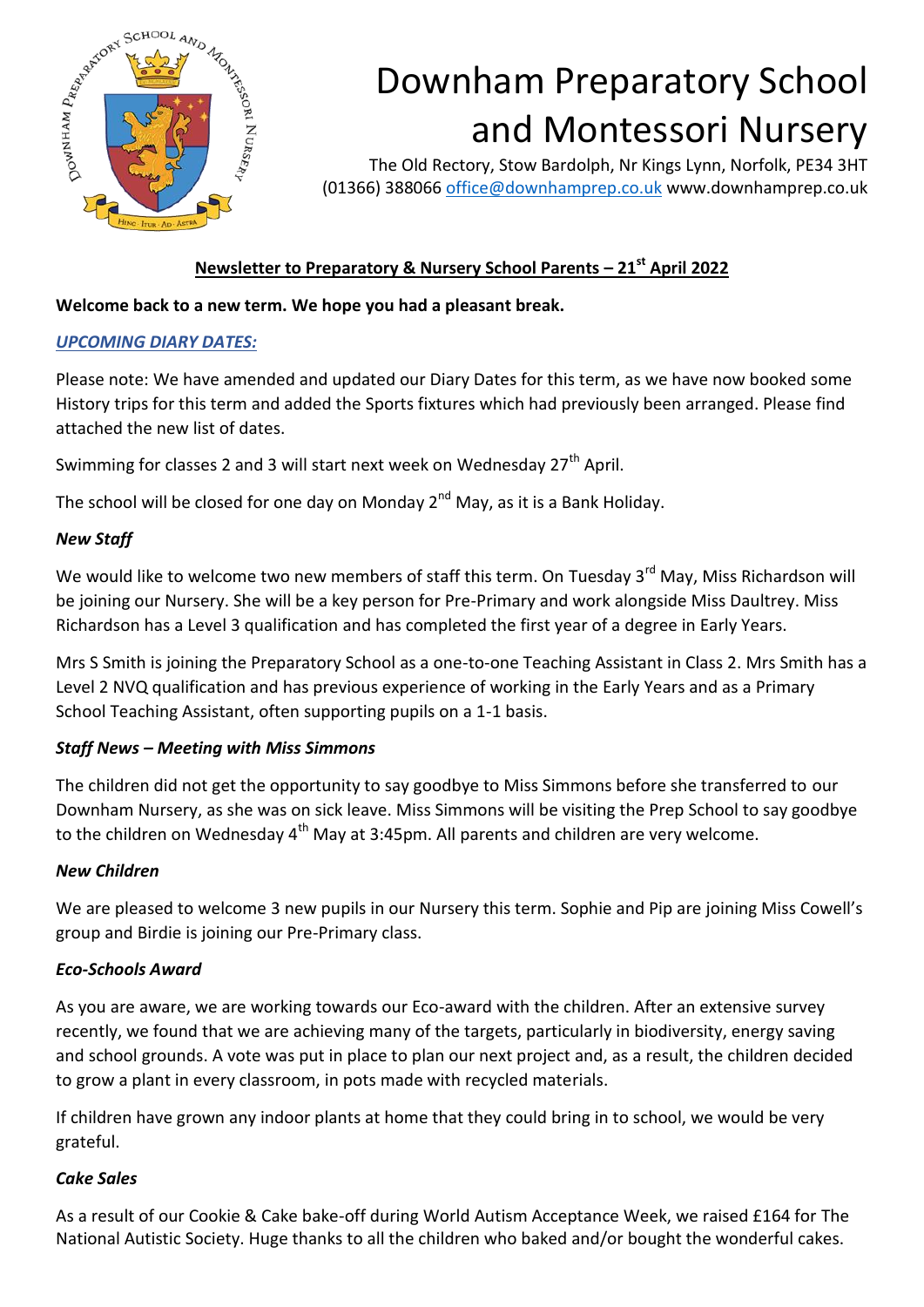# Downham Preparatory School and Montessori Nursery

The Old Rectory, Stow Bardolph, Nr Kings Lynn, Norfolk, PE34 3HT
(01366) 388066 office@downhamprep.co.uk www.downhamprep.co.uk

**Newsletter to Preparatory & Nursery School Parents – 21st April 2022**

**Welcome back to a new term. We hope you had a pleasant break.**

***UPCOMING DIARY DATES:***

Please note: We have amended and updated our Diary Dates for this term, as we have now booked some History trips for this term and added the Sports fixtures which had previously been arranged. Please find attached the new list of dates.

Swimming for classes 2 and 3 will start next week on Wednesday 27th April.

The school will be closed for one day on Monday 2nd May, as it is a Bank Holiday.

***New Staff***

We would like to welcome two new members of staff this term. On Tuesday 3rd May, Miss Richardson will be joining our Nursery. She will be a key person for Pre-Primary and work alongside Miss Daultrey. Miss Richardson has a Level 3 qualification and has completed the first year of a degree in Early Years.

Mrs S Smith is joining the Preparatory School as a one-to-one Teaching Assistant in Class 2. Mrs Smith has a Level 2 NVQ qualification and has previous experience of working in the Early Years and as a Primary School Teaching Assistant, often supporting pupils on a 1-1 basis.

***Staff News – Meeting with Miss Simmons***

The children did not get the opportunity to say goodbye to Miss Simmons before she transferred to our Downham Nursery, as she was on sick leave. Miss Simmons will be visiting the Prep School to say goodbye to the children on Wednesday 4th May at 3:45pm. All parents and children are very welcome.

***New Children***

We are pleased to welcome 3 new pupils in our Nursery this term. Sophie and Pip are joining Miss Cowell's group and Birdie is joining our Pre-Primary class.

***Eco-Schools Award***

As you are aware, we are working towards our Eco-award with the children. After an extensive survey recently, we found that we are achieving many of the targets, particularly in biodiversity, energy saving and school grounds. A vote was put in place to plan our next project and, as a result, the children decided to grow a plant in every classroom, in pots made with recycled materials.

If children have grown any indoor plants at home that they could bring in to school, we would be very grateful.

***Cake Sales***

As a result of our Cookie & Cake bake-off during World Autism Acceptance Week, we raised £164 for The National Autistic Society. Huge thanks to all the children who baked and/or bought the wonderful cakes.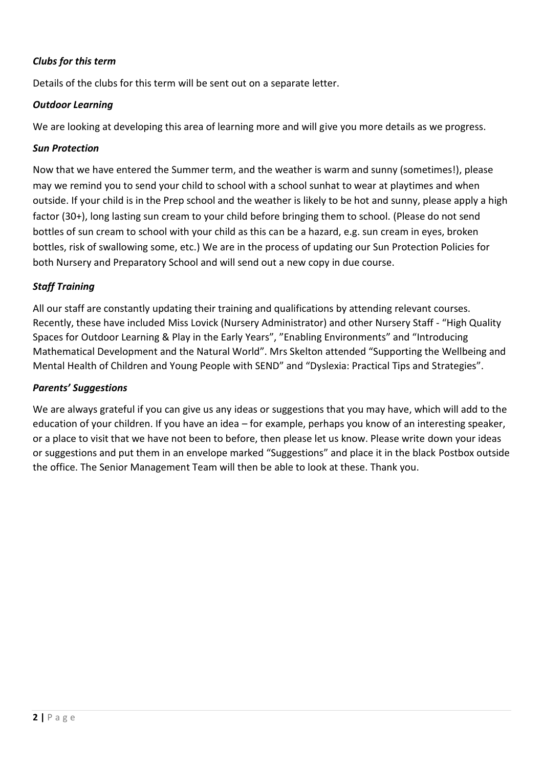***Clubs for this term***

Details of the clubs for this term will be sent out on a separate letter.

***Outdoor Learning***

We are looking at developing this area of learning more and will give you more details as we progress.

***Sun Protection***

Now that we have entered the Summer term, and the weather is warm and sunny (sometimes!), please may we remind you to send your child to school with a school sunhat to wear at playtimes and when outside. If your child is in the Prep school and the weather is likely to be hot and sunny, please apply a high factor (30+), long lasting sun cream to your child before bringing them to school. (Please do not send bottles of sun cream to school with your child as this can be a hazard, e.g. sun cream in eyes, broken bottles, risk of swallowing some, etc.) We are in the process of updating our Sun Protection Policies for both Nursery and Preparatory School and will send out a new copy in due course.

***Staff Training***

All our staff are constantly updating their training and qualifications by attending relevant courses. Recently, these have included Miss Lovick (Nursery Administrator) and other Nursery Staff - "High Quality Spaces for Outdoor Learning & Play in the Early Years", "Enabling Environments" and "Introducing Mathematical Development and the Natural World". Mrs Skelton attended "Supporting the Wellbeing and Mental Health of Children and Young People with SEND" and "Dyslexia: Practical Tips and Strategies".

***Parents' Suggestions***

We are always grateful if you can give us any ideas or suggestions that you may have, which will add to the education of your children. If you have an idea – for example, perhaps you know of an interesting speaker, or a place to visit that we have not been to before, then please let us know. Please write down your ideas or suggestions and put them in an envelope marked "Suggestions" and place it in the black Postbox outside the office. The Senior Management Team will then be able to look at these. Thank you.